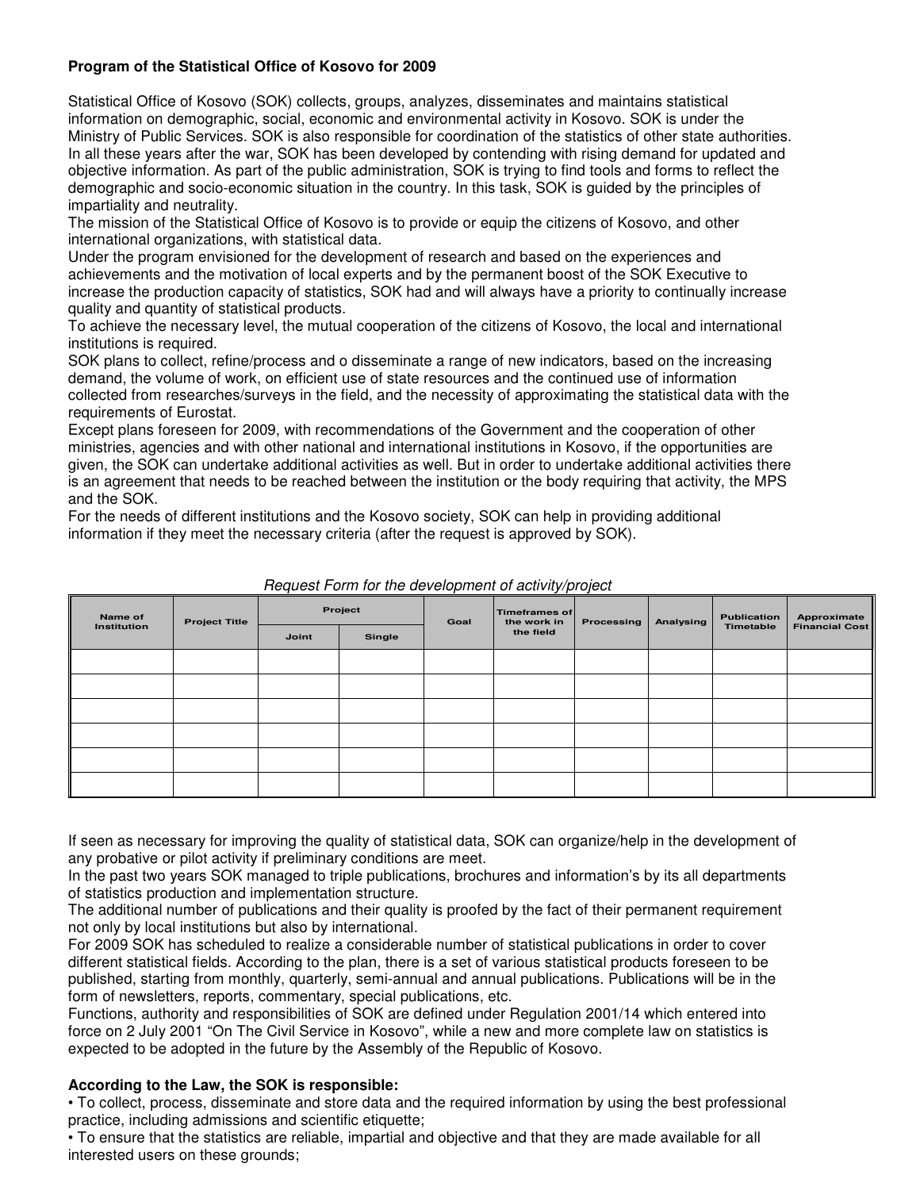**Program of the Statistical Office of Kosovo for 2009**

Statistical Office of Kosovo (SOK) collects, groups, analyzes, disseminates and maintains statistical information on demographic, social, economic and environmental activity in Kosovo. SOK is under the Ministry of Public Services. SOK is also responsible for coordination of the statistics of other state authorities. In all these years after the war, SOK has been developed by contending with rising demand for updated and objective information. As part of the public administration, SOK is trying to find tools and forms to reflect the demographic and socio-economic situation in the country. In this task, SOK is guided by the principles of impartiality and neutrality.
The mission of the Statistical Office of Kosovo is to provide or equip the citizens of Kosovo, and other international organizations, with statistical data.
Under the program envisioned for the development of research and based on the experiences and achievements and the motivation of local experts and by the permanent boost of the SOK Executive to increase the production capacity of statistics, SOK had and will always have a priority to continually increase quality and quantity of statistical products.
To achieve the necessary level, the mutual cooperation of the citizens of Kosovo, the local and international institutions is required.
SOK plans to collect, refine/process and o disseminate a range of new indicators, based on the increasing demand, the volume of work, on efficient use of state resources and the continued use of information collected from researches/surveys in the field, and the necessity of approximating the statistical data with the requirements of Eurostat.
Except plans foreseen for 2009, with recommendations of the Government and the cooperation of other ministries, agencies and with other national and international institutions in Kosovo, if the opportunities are given, the SOK can undertake additional activities as well. But in order to undertake additional activities there is an agreement that needs to be reached between the institution or the body requiring that activity, the MPS and the SOK.
For the needs of different institutions and the Kosovo society, SOK can help in providing additional information if they meet the necessary criteria (after the request is approved by SOK).

*Request Form for the development of activity/project*

| Name of Institution | Project Title | Project | | Goal | Timeframes of the work in the field | Processing | Analysing | Publication Timetable | Approximate Financial Cost |
|---|---|---|---|---|---|---|---|---|---|
| | | Joint | Single | | | | | | |
| | | | | | | | | | |
| | | | | | | | | | |
| | | | | | | | | | |
| | | | | | | | | | |
| | | | | | | | | | |
| | | | | | | | | | |

If seen as necessary for improving the quality of statistical data, SOK can organize/help in the development of any probative or pilot activity if preliminary conditions are meet.
In the past two years SOK managed to triple publications, brochures and information's by its all departments of statistics production and implementation structure.
The additional number of publications and their quality is proofed by the fact of their permanent requirement not only by local institutions but also by international.
For 2009 SOK has scheduled to realize a considerable number of statistical publications in order to cover different statistical fields. According to the plan, there is a set of various statistical products foreseen to be published, starting from monthly, quarterly, semi-annual and annual publications. Publications will be in the form of newsletters, reports, commentary, special publications, etc.
Functions, authority and responsibilities of SOK are defined under Regulation 2001/14 which entered into force on 2 July 2001 "On The Civil Service in Kosovo", while a new and more complete law on statistics is expected to be adopted in the future by the Assembly of the Republic of Kosovo.

**According to the Law, the SOK is responsible:**

- To collect, process, disseminate and store data and the required information by using the best professional practice, including admissions and scientific etiquette;
- To ensure that the statistics are reliable, impartial and objective and that they are made available for all interested users on these grounds;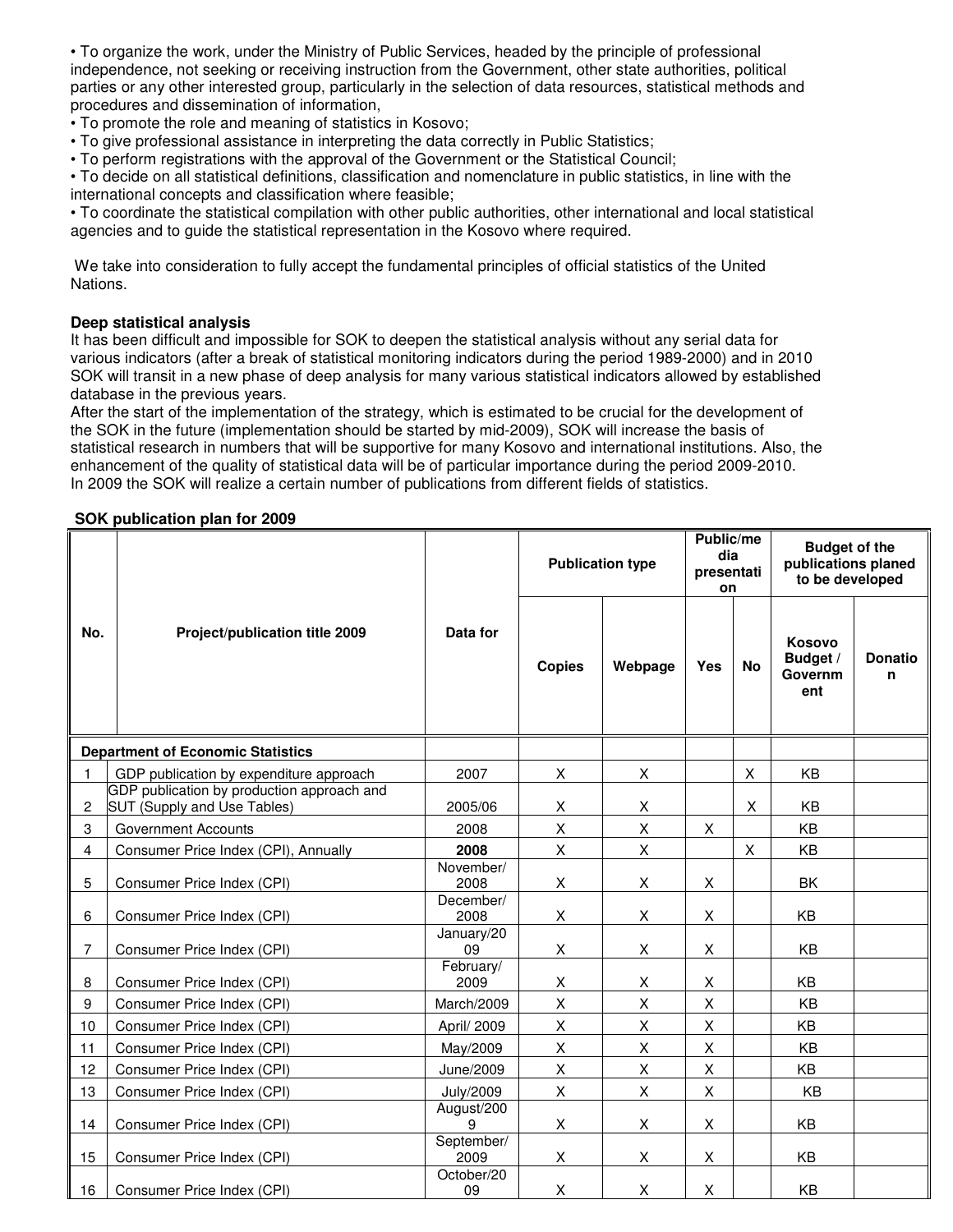• To organize the work, under the Ministry of Public Services, headed by the principle of professional independence, not seeking or receiving instruction from the Government, other state authorities, political parties or any other interested group, particularly in the selection of data resources, statistical methods and procedures and dissemination of information,
• To promote the role and meaning of statistics in Kosovo;
• To give professional assistance in interpreting the data correctly in Public Statistics;
• To perform registrations with the approval of the Government or the Statistical Council;
• To decide on all statistical definitions, classification and nomenclature in public statistics, in line with the international concepts and classification where feasible;
• To coordinate the statistical compilation with other public authorities, other international and local statistical agencies and to guide the statistical representation in the Kosovo where required.

We take into consideration to fully accept the fundamental principles of official statistics of the United Nations.

**Deep statistical analysis**
It has been difficult and impossible for SOK to deepen the statistical analysis without any serial data for various indicators (after a break of statistical monitoring indicators during the period 1989-2000) and in 2010 SOK will transit in a new phase of deep analysis for many various statistical indicators allowed by established database in the previous years.
After the start of the implementation of the strategy, which is estimated to be crucial for the development of the SOK in the future (implementation should be started by mid-2009), SOK will increase the basis of statistical research in numbers that will be supportive for many Kosovo and international institutions. Also, the enhancement of the quality of statistical data will be of particular importance during the period 2009-2010.
In 2009 the SOK will realize a certain number of publications from different fields of statistics.

**SOK publication plan for 2009**

| No. | Project/publication title 2009 | Data for | Publication type | | Public/media presentation | | Budget of the publications planed to be developed | |
|---|---|---|---|---|---|---|---|---|
| | | | Copies | Webpage | Yes | No | Kosovo Budget / Government | Donation |
| **Department of Economic Statistics** | | | | | | | | |
| 1 | GDP publication by expenditure approach | 2007 | X | X | | X | KB | |
| 2 | GDP publication by production approach and SUT (Supply and Use Tables) | 2005/06 | X | X | | X | KB | |
| 3 | Government Accounts | 2008 | X | X | X | | KB | |
| 4 | Consumer Price Index (CPI), Annually | **2008** | X | X | | X | KB | |
| 5 | Consumer Price Index (CPI) | November/2008 | X | X | X | | BK | |
| 6 | Consumer Price Index (CPI) | December/2008 | X | X | X | | KB | |
| 7 | Consumer Price Index (CPI) | January/2009 | X | X | X | | KB | |
| 8 | Consumer Price Index (CPI) | February/2009 | X | X | X | | KB | |
| 9 | Consumer Price Index (CPI) | March/2009 | X | X | X | | KB | |
| 10 | Consumer Price Index (CPI) | April/ 2009 | X | X | X | | KB | |
| 11 | Consumer Price Index (CPI) | May/2009 | X | X | X | | KB | |
| 12 | Consumer Price Index (CPI) | June/2009 | X | X | X | | KB | |
| 13 | Consumer Price Index (CPI) | July/2009 | X | X | X | | KB | |
| 14 | Consumer Price Index (CPI) | August/2009 | X | X | X | | KB | |
| 15 | Consumer Price Index (CPI) | September/2009 | X | X | X | | KB | |
| 16 | Consumer Price Index (CPI) | October/2009 | X | X | X | | KB | |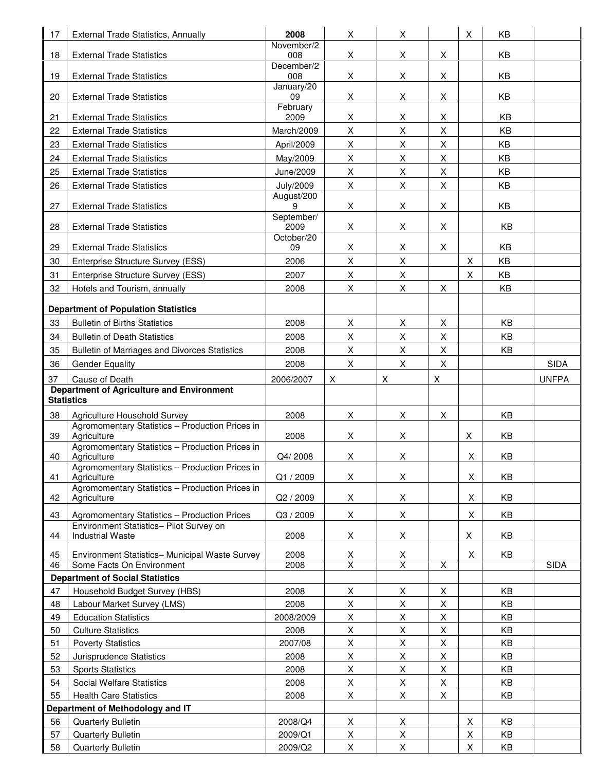| | | | | | | | | |
|---|---|---|---|---|---|---|---|---|
| 17 | External Trade Statistics, Annually | **2008** | X | X | | X | KB | |
| 18 | External Trade Statistics | November/2008 | X | X | X | | KB | |
| 19 | External Trade Statistics | December/2008 | X | X | X | | KB | |
| 20 | External Trade Statistics | January/2009 | X | X | X | | KB | |
| 21 | External Trade Statistics | February 2009 | X | X | X | | KB | |
| 22 | External Trade Statistics | March/2009 | X | X | X | | KB | |
| 23 | External Trade Statistics | April/2009 | X | X | X | | KB | |
| 24 | External Trade Statistics | May/2009 | X | X | X | | KB | |
| 25 | External Trade Statistics | June/2009 | X | X | X | | KB | |
| 26 | External Trade Statistics | July/2009 | X | X | X | | KB | |
| 27 | External Trade Statistics | August/2009 | X | X | X | | KB | |
| 28 | External Trade Statistics | September/2009 | X | X | X | | KB | |
| 29 | External Trade Statistics | October/2009 | X | X | X | | KB | |
| 30 | Enterprise Structure Survey (ESS) | 2006 | X | X | | X | KB | |
| 31 | Enterprise Structure Survey (ESS) | 2007 | X | X | | X | KB | |
| 32 | Hotels and Tourism, annually | 2008 | X | X | X | | KB | |
| **Department of Population Statistics** | | | | | | | | |
| 33 | Bulletin of Births Statistics | 2008 | X | X | X | | KB | |
| 34 | Bulletin of Death Statistics | 2008 | X | X | X | | KB | |
| 35 | Bulletin of Marriages and Divorces Statistics | 2008 | X | X | X | | KB | |
| 36 | Gender Equality | 2008 | X | X | X | | | SIDA |
| 37 | Cause of Death | 2006/2007 | X | X | X | | | UNFPA |
| **Department of Agriculture and Environment Statistics** | | | | | | | | |
| 38 | Agriculture Household Survey | 2008 | X | X | X | | KB | |
| 39 | Agromomentary Statistics – Production Prices in Agriculture | 2008 | X | X | | X | KB | |
| 40 | Agromomentary Statistics – Production Prices in Agriculture | Q4/ 2008 | X | X | | X | KB | |
| 41 | Agromomentary Statistics – Production Prices in Agriculture | Q1 / 2009 | X | X | | X | KB | |
| 42 | Agromomentary Statistics – Production Prices in Agriculture | Q2 / 2009 | X | X | | X | KB | |
| 43 | Agromomentary Statistics – Production Prices | Q3 / 2009 | X | X | | X | KB | |
| 44 | Environment Statistics– Pilot Survey on Industrial Waste | 2008 | X | X | | X | KB | |
| 45 | Environment Statistics– Municipal Waste Survey | 2008 | X | X | | X | KB | |
| 46 | Some Facts On Environment | 2008 | X | X | X | | | SIDA |
| **Department of Social Statistics** | | | | | | | | |
| 47 | Household Budget Survey (HBS) | 2008 | X | X | X | | KB | |
| 48 | Labour Market Survey (LMS) | 2008 | X | X | X | | KB | |
| 49 | Education Statistics | 2008/2009 | X | X | X | | KB | |
| 50 | Culture Statistics | 2008 | X | X | X | | KB | |
| 51 | Poverty Statistics | 2007/08 | X | X | X | | KB | |
| 52 | Jurisprudence Statistics | 2008 | X | X | X | | KB | |
| 53 | Sports Statistics | 2008 | X | X | X | | KB | |
| 54 | Social Welfare Statistics | 2008 | X | X | X | | KB | |
| 55 | Health Care Statistics | 2008 | X | X | X | | KB | |
| **Department of Methodology and IT** | | | | | | | | |
| 56 | Quarterly Bulletin | 2008/Q4 | X | X | | X | KB | |
| 57 | Quarterly Bulletin | 2009/Q1 | X | X | | X | KB | |
| 58 | Quarterly Bulletin | 2009/Q2 | X | X | | X | KB | |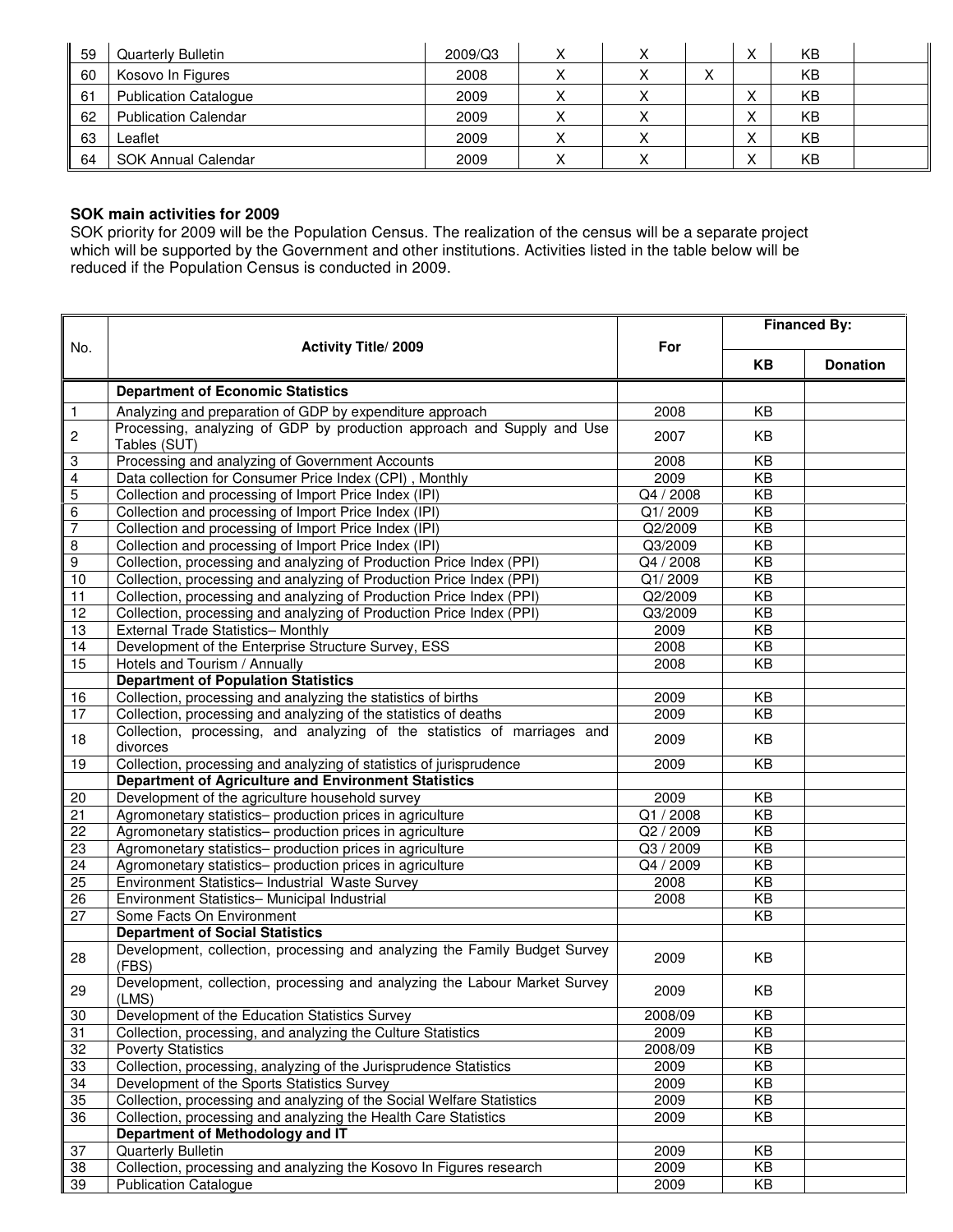| | | | | | | | | |
|---|---|---|---|---|---|---|---|---|
| 59 | Quarterly Bulletin | 2009/Q3 | X | X | | X | KB | |
| 60 | Kosovo In Figures | 2008 | X | X | X | | KB | |
| 61 | Publication Catalogue | 2009 | X | X | | X | KB | |
| 62 | Publication Calendar | 2009 | X | X | | X | KB | |
| 63 | Leaflet | 2009 | X | X | | X | KB | |
| 64 | SOK Annual Calendar | 2009 | X | X | | X | KB | |

**SOK main activities for 2009**

SOK priority for 2009 will be the Population Census. The realization of the census will be a separate project which will be supported by the Government and other institutions. Activities listed in the table below will be reduced if the Population Census is conducted in 2009.

| No. | Activity Title/ 2009 | For | Financed By: | |
|---|---|---|---|---|
| | | | KB | Donation |
| | **Department of Economic Statistics** | | | |
| 1 | Analyzing and preparation of GDP by expenditure approach | 2008 | KB | |
| 2 | Processing, analyzing of GDP by production approach and Supply and Use Tables (SUT) | 2007 | KB | |
| 3 | Processing and analyzing of Government Accounts | 2008 | KB | |
| 4 | Data collection for Consumer Price Index (CPI) , Monthly | 2009 | KB | |
| 5 | Collection and processing of Import Price Index (IPI) | Q4 / 2008 | KB | |
| 6 | Collection and processing of Import Price Index (IPI) | Q1/ 2009 | KB | |
| 7 | Collection and processing of Import Price Index (IPI) | Q2/2009 | KB | |
| 8 | Collection and processing of Import Price Index (IPI) | Q3/2009 | KB | |
| 9 | Collection, processing and analyzing of Production Price Index (PPI) | Q4 / 2008 | KB | |
| 10 | Collection, processing and analyzing of Production Price Index (PPI) | Q1/ 2009 | KB | |
| 11 | Collection, processing and analyzing of Production Price Index (PPI) | Q2/2009 | KB | |
| 12 | Collection, processing and analyzing of Production Price Index (PPI) | Q3/2009 | KB | |
| 13 | External Trade Statistics– Monthly | 2009 | KB | |
| 14 | Development of the Enterprise Structure Survey, ESS | 2008 | KB | |
| 15 | Hotels and Tourism / Annually | 2008 | KB | |
| | **Department of Population Statistics** | | | |
| 16 | Collection, processing and analyzing the statistics of births | 2009 | KB | |
| 17 | Collection, processing and analyzing of the statistics of deaths | 2009 | KB | |
| 18 | Collection, processing, and analyzing of the statistics of marriages and divorces | 2009 | KB | |
| 19 | Collection, processing and analyzing of statistics of jurisprudence | 2009 | KB | |
| | **Department of Agriculture and Environment Statistics** | | | |
| 20 | Development of the agriculture household survey | 2009 | KB | |
| 21 | Agromonetary statistics– production prices in agriculture | Q1 / 2008 | KB | |
| 22 | Agromonetary statistics– production prices in agriculture | Q2 / 2009 | KB | |
| 23 | Agromonetary statistics– production prices in agriculture | Q3 / 2009 | KB | |
| 24 | Agromonetary statistics– production prices in agriculture | Q4 / 2009 | KB | |
| 25 | Environment Statistics– Industrial Waste Survey | 2008 | KB | |
| 26 | Environment Statistics– Municipal Industrial | 2008 | KB | |
| 27 | Some Facts On Environment | | KB | |
| | **Department of Social Statistics** | | | |
| 28 | Development, collection, processing and analyzing the Family Budget Survey (FBS) | 2009 | KB | |
| 29 | Development, collection, processing and analyzing the Labour Market Survey (LMS) | 2009 | KB | |
| 30 | Development of the Education Statistics Survey | 2008/09 | KB | |
| 31 | Collection, processing, and analyzing the Culture Statistics | 2009 | KB | |
| 32 | Poverty Statistics | 2008/09 | KB | |
| 33 | Collection, processing, analyzing of the Jurisprudence Statistics | 2009 | KB | |
| 34 | Development of the Sports Statistics Survey | 2009 | KB | |
| 35 | Collection, processing and analyzing of the Social Welfare Statistics | 2009 | KB | |
| 36 | Collection, processing and analyzing the Health Care Statistics | 2009 | KB | |
| | **Department of Methodology and IT** | | | |
| 37 | Quarterly Bulletin | 2009 | KB | |
| 38 | Collection, processing and analyzing the Kosovo In Figures research | 2009 | KB | |
| 39 | Publication Catalogue | 2009 | KB | |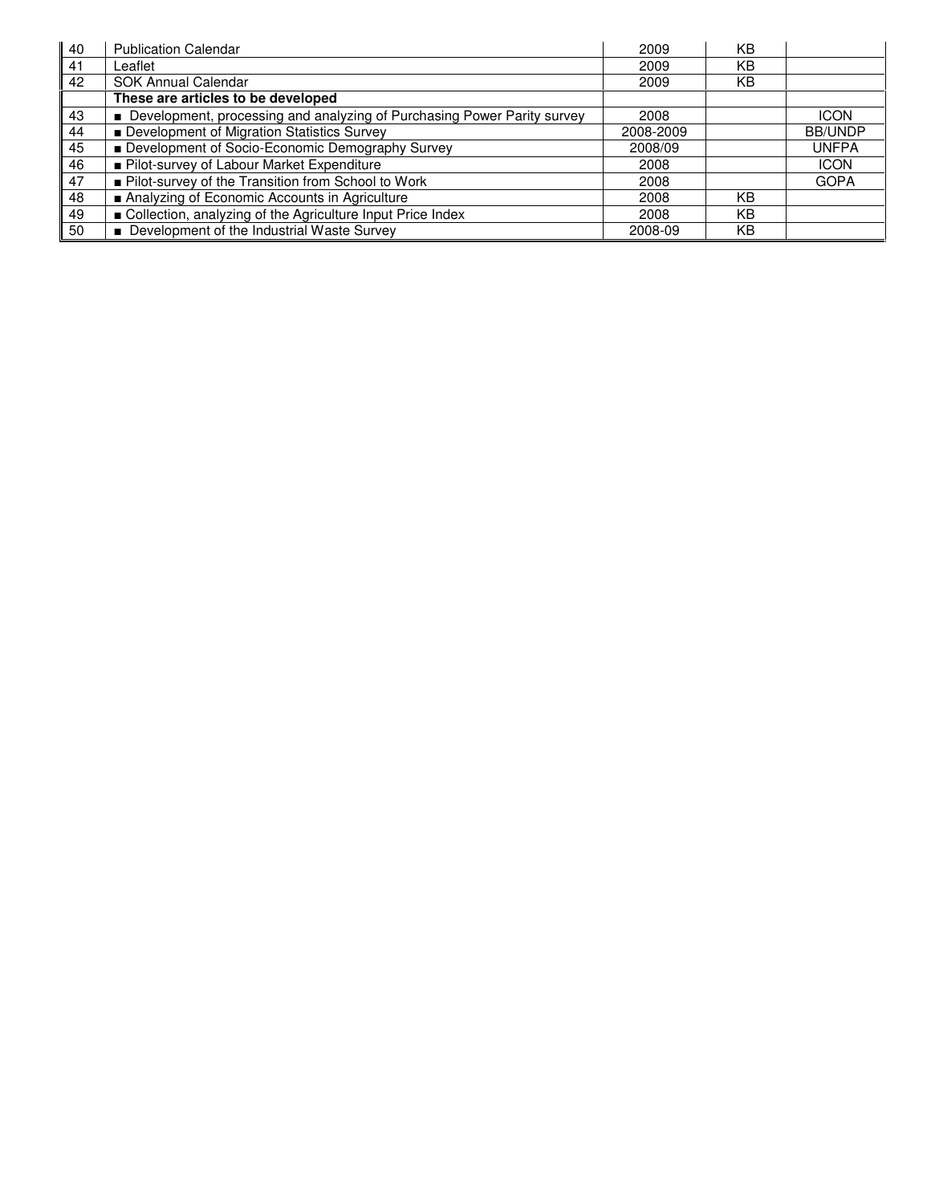| | | | | |
|---|---|---|---|---|
| 40 | Publication Calendar | 2009 | KB | |
| 41 | Leaflet | 2009 | KB | |
| 42 | SOK Annual Calendar | 2009 | KB | |
| | **These are articles to be developed** | | | |
| 43 | ■ Development, processing and analyzing of Purchasing Power Parity survey | 2008 | | ICON |
| 44 | ■ Development of Migration Statistics Survey | 2008-2009 | | BB/UNDP |
| 45 | ■ Development of Socio-Economic Demography Survey | 2008/09 | | UNFPA |
| 46 | ■ Pilot-survey of Labour Market Expenditure | 2008 | | ICON |
| 47 | ■ Pilot-survey of the Transition from School to Work | 2008 | | GOPA |
| 48 | ■ Analyzing of Economic Accounts in Agriculture | 2008 | KB | |
| 49 | ■ Collection, analyzing of the Agriculture Input Price Index | 2008 | KB | |
| 50 | ■ Development of the Industrial Waste Survey | 2008-09 | KB | |